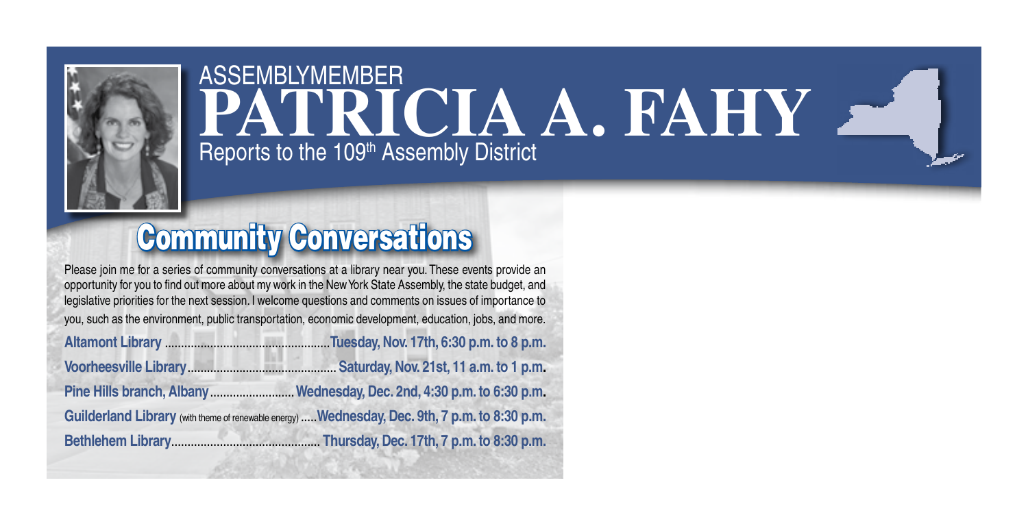# ASSEMBLYMEMBER PATRICIA A. FAHY

Reports to the 109th Assembly District

## Community Conversations

Please join me for a series of community conversations at a library near you. These events provide an opportunity for you to find out more about my work in the New York State Assembly, the state budget, and legislative priorities for the next session. I welcome questions and comments on issues of importance to you, such as the environment, public transportation, economic development, education, jobs, and more.

**Altamont Library** ............................................. **Tuesday, Nov. 17th, 6:30 p.m. to 8 p.m.**

**Voorheesville Library** ............................................. **Saturday, Nov. 21st, 11 a.m. to 1 p.m.**

**Pine Hills branch, Albany** ......................... **Wednesday, Dec. 2nd, 4:30 p.m. to 6:30 p.m.**

**Guilderland Library** (with theme of renewable energy) ..... **Wednesday, Dec. 9th, 7 p.m. to 8:30 p.m.**

**Bethlehem Library** ............................................. **Thursday, Dec. 17th, 7 p.m. to 8:30 p.m.**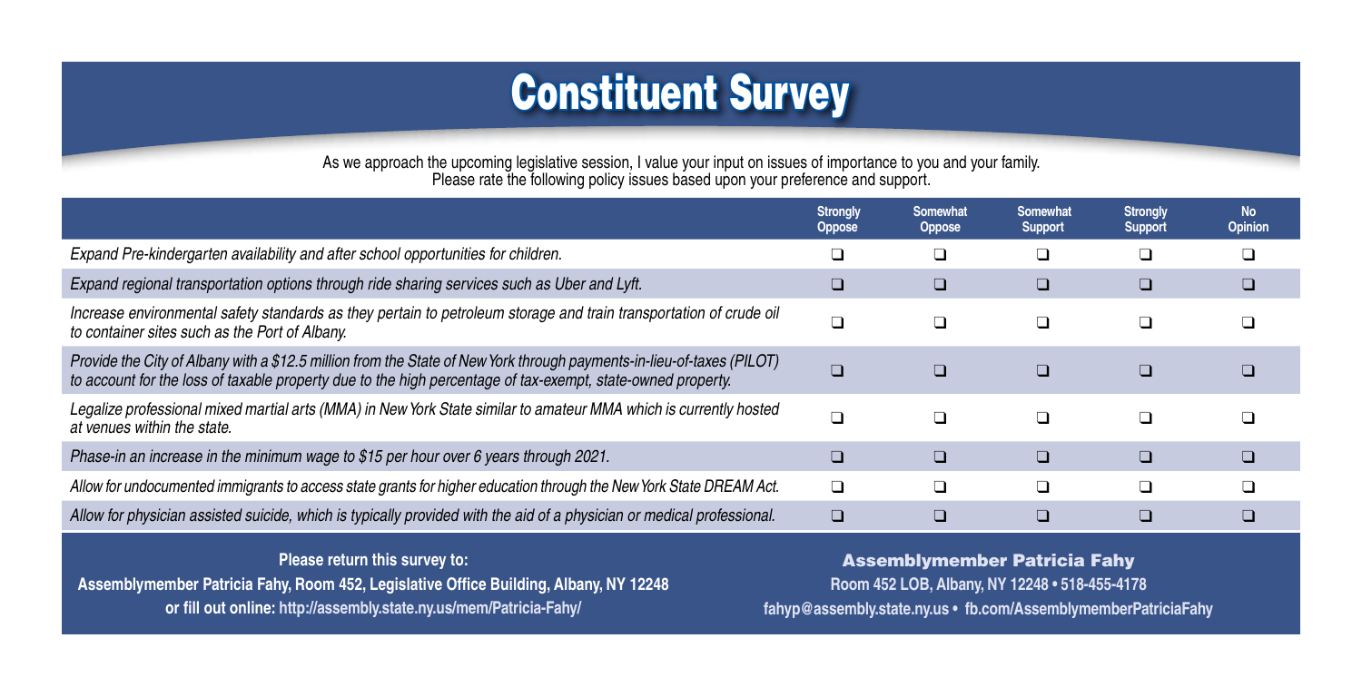# Constituent Survey

As we approach the upcoming legislative session, I value your input on issues of importance to you and your family. Please rate the following policy issues based upon your preference and support.

| | Strongly Oppose | Somewhat Oppose | Somewhat Support | Strongly Support | No Opinion |
|---|---|---|---|---|---|
| *Expand Pre-kindergarten availability and after school opportunities for children.* | ❑ | ❑ | ❑ | ❑ | ❑ |
| *Expand regional transportation options through ride sharing services such as Uber and Lyft.* | ❑ | ❑ | ❑ | ❑ | ❑ |
| *Increase environmental safety standards as they pertain to petroleum storage and train transportation of crude oil to container sites such as the Port of Albany.* | ❑ | ❑ | ❑ | ❑ | ❑ |
| *Provide the City of Albany with a $12.5 million from the State of New York through payments-in-lieu-of-taxes (PILOT) to account for the loss of taxable property due to the high percentage of tax-exempt, state-owned property.* | ❑ | ❑ | ❑ | ❑ | ❑ |
| *Legalize professional mixed martial arts (MMA) in New York State similar to amateur MMA which is currently hosted at venues within the state.* | ❑ | ❑ | ❑ | ❑ | ❑ |
| *Phase-in an increase in the minimum wage to $15 per hour over 6 years through 2021.* | ❑ | ❑ | ❑ | ❑ | ❑ |
| *Allow for undocumented immigrants to access state grants for higher education through the New York State DREAM Act.* | ❑ | ❑ | ❑ | ❑ | ❑ |
| *Allow for physician assisted suicide, which is typically provided with the aid of a physician or medical professional.* | ❑ | ❑ | ❑ | ❑ | ❑ |

**Please return this survey to:**
**Assemblymember Patricia Fahy, Room 452, Legislative Office Building, Albany, NY 12248**
**or fill out online: http://assembly.state.ny.us/mem/Patricia-Fahy/**

**Assemblymember Patricia Fahy**
Room 452 LOB, Albany, NY 12248 • 518-455-4178
fahyp@assembly.state.ny.us • fb.com/AssemblymemberPatriciaFahy